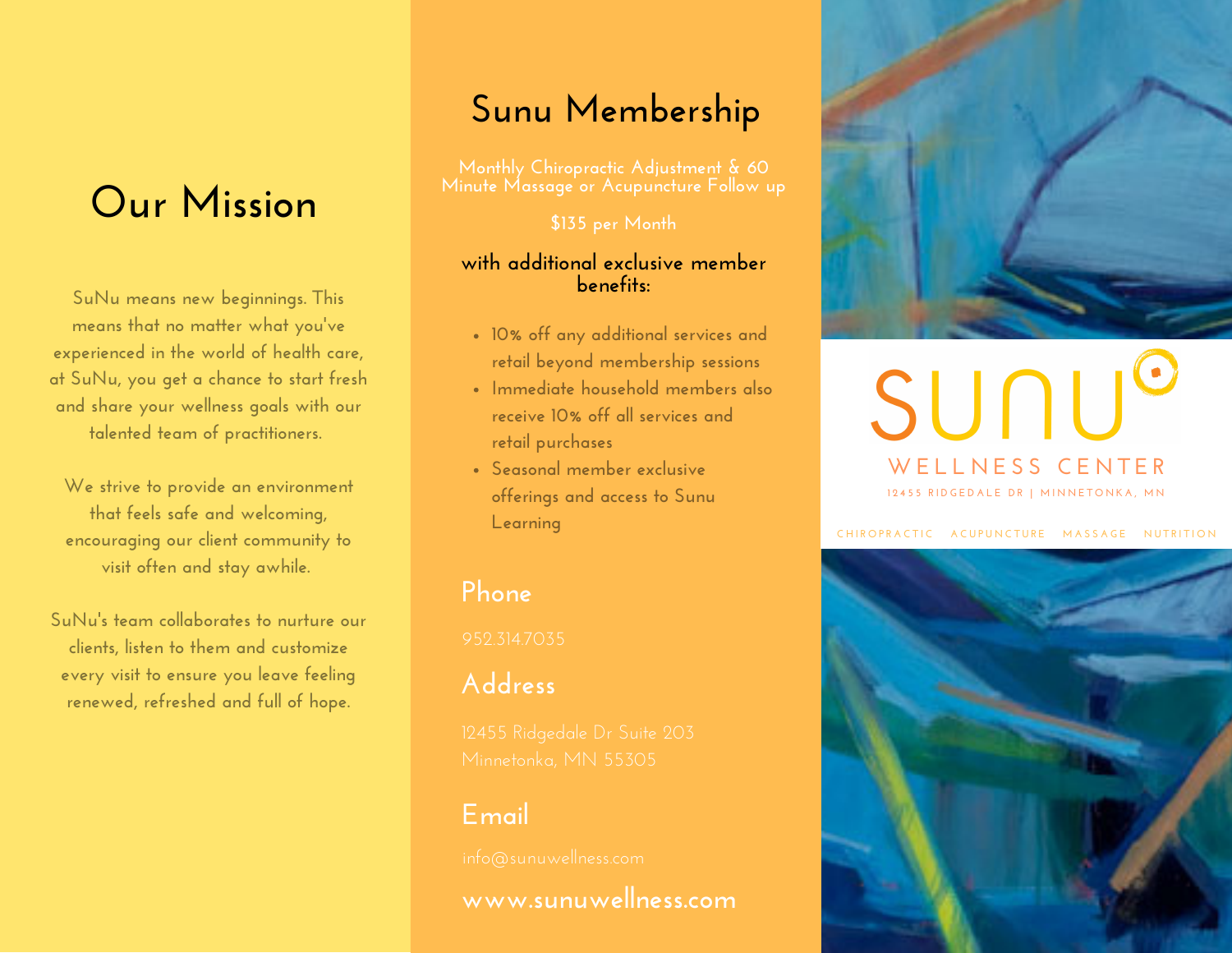# Our Mission

SuNu means new beginnings. This means that no matter what you've experienced in the world of health care, at SuNu, you get a chance to start fresh and share your wellness goals with our talented team of practitioners.

We strive to provide an environment that feels safe and welcoming, encouraging our client community to visit often and stay awhile.

SuNu's team collaborates to nurture our clients, listen to them and customize every visit to ensure you leave feeling renewed, refreshed and full of hope.

# Sunu Membership

Monthly Chiropractic Adjustment & 60 Minute Massage or Acupuncture Follow up

$135 per Month

**with additional exclusive member benefits:**

- 10% off any additional services and retail beyond membership sessions
- Immediate household members also receive 10% off all services and retail purchases
- Seasonal member exclusive offerings and access to Sunu Learning

## Phone

952.314.7035

## Address

12455 Ridgedale Dr Suite 203
Minnetonka, MN 55305

## Email

info@sunuwellness.com

**www.sunuwellness.com**

# SUNU

WELLNESS CENTER

12455 RIDGEDALE DR | MINNETONKA, MN

CHIROPRACTIC ACUPUNCTURE MASSAGE NUTRITION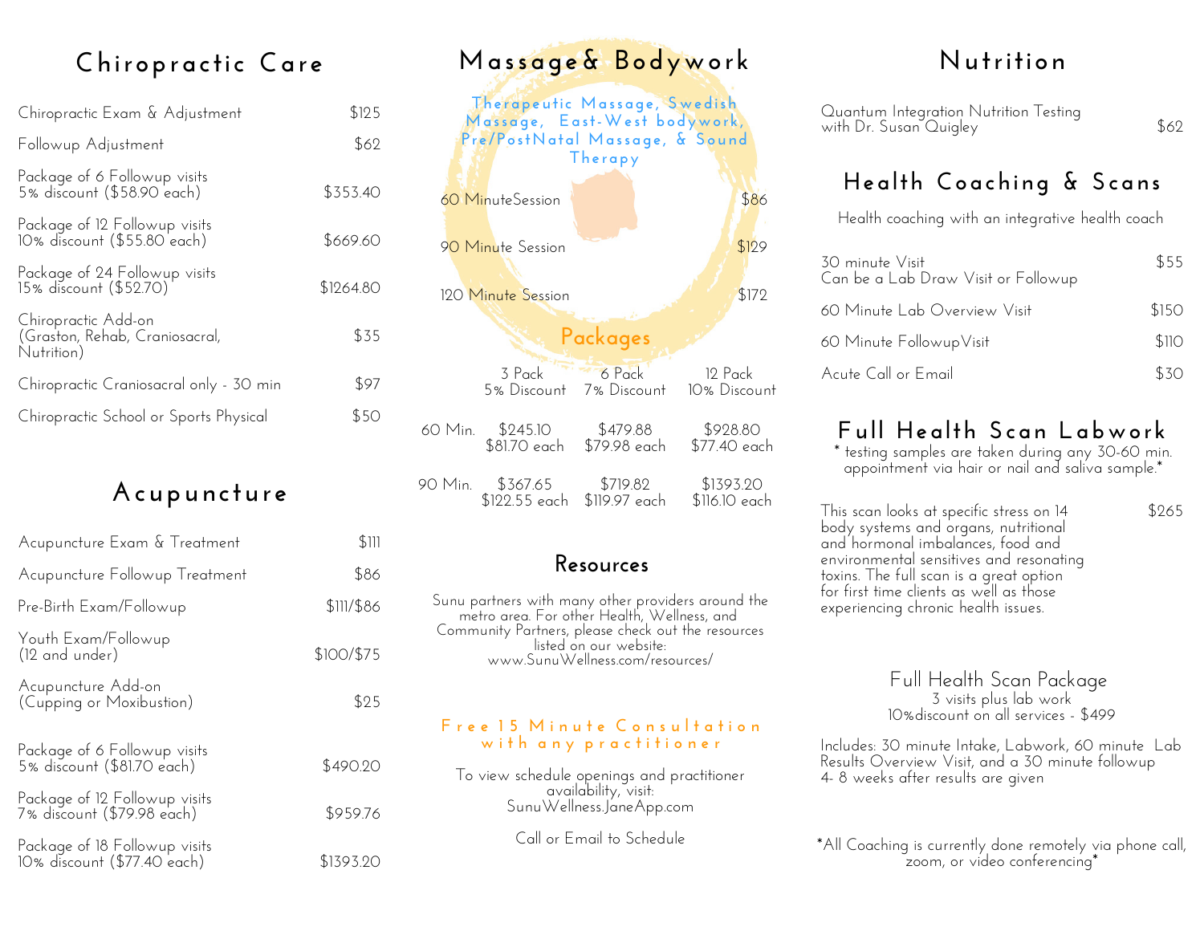## Chiropractic Care

| | |
|---|---|
| Chiropractic Exam & Adjustment | $125 |
| Followup Adjustment | $62 |
| Package of 6 Followup visits<br>5% discount ($58.90 each) | $353.40 |
| Package of 12 Followup visits<br>10% discount ($55.80 each) | $669.60 |
| Package of 24 Followup visits<br>15% discount ($52.70) | $1264.80 |
| Chiropractic Add-on<br>(Graston, Rehab, Craniosacral, Nutrition) | $35 |
| Chiropractic Craniosacral only - 30 min | $97 |
| Chiropractic School or Sports Physical | $50 |

## Acupuncture

| | |
|---|---|
| Acupuncture Exam & Treatment | $111 |
| Acupuncture Followup Treatment | $86 |
| Pre-Birth Exam/Followup | $111/$86 |
| Youth Exam/Followup<br>(12 and under) | $100/$75 |
| Acupuncture Add-on<br>(Cupping or Moxibustion) | $25 |
| Package of 6 Followup visits<br>5% discount ($81.70 each) | $490.20 |
| Package of 12 Followup visits<br>7% discount ($79.98 each) | $959.76 |
| Package of 18 Followup visits<br>10% discount ($77.40 each) | $1393.20 |

## Massage & Bodywork

Therapeutic Massage, Swedish Massage, East-West bodywork, Pre/PostNatal Massage, & Sound Therapy

| | |
|---|---|
| 60 Minute Session | $86 |
| 90 Minute Session | $129 |
| 120 Minute Session | $172 |

### Packages

| | 3 Pack<br>5% Discount | 6 Pack<br>7% Discount | 12 Pack<br>10% Discount |
|---|---|---|---|
| 60 Min. | $245.10<br>$81.70 each | $479.88<br>$79.98 each | $928.80<br>$77.40 each |
| 90 Min. | $367.65<br>$122.55 each | $719.82<br>$119.97 each | $1393.20<br>$116.10 each |

### Resources

Sunu partners with many other providers around the metro area. For other Health, Wellness, and Community Partners, please check out the resources listed on our website: www.SunuWellness.com/resources/

**Free 15 Minute Consultation with any practitioner**

To view schedule openings and practitioner availability, visit: SunuWellness.JaneApp.com

Call or Email to Schedule

## Nutrition

| | |
|---|---|
| Quantum Integration Nutrition Testing with Dr. Susan Quigley | $62 |

## Health Coaching & Scans

Health coaching with an integrative health coach

| | |
|---|---|
| 30 minute Visit<br>Can be a Lab Draw Visit or Followup | $55 |
| 60 Minute Lab Overview Visit | $150 |
| 60 Minute Followup Visit | $110 |
| Acute Call or Email | $30 |

## Full Health Scan Labwork

* testing samples are taken during any 30-60 min. appointment via hair or nail and saliva sample.*

| | |
|---|---|
| This scan looks at specific stress on 14 body systems and organs, nutritional and hormonal imbalances, food and environmental sensitives and resonating toxins. The full scan is a great option for first time clients as well as those experiencing chronic health issues. | $265 |

Full Health Scan Package
3 visits plus lab work
10%discount on all services - $499

Includes: 30 minute Intake, Labwork, 60 minute Lab Results Overview Visit, and a 30 minute followup 4- 8 weeks after results are given

*All Coaching is currently done remotely via phone call, zoom, or video conferencing*